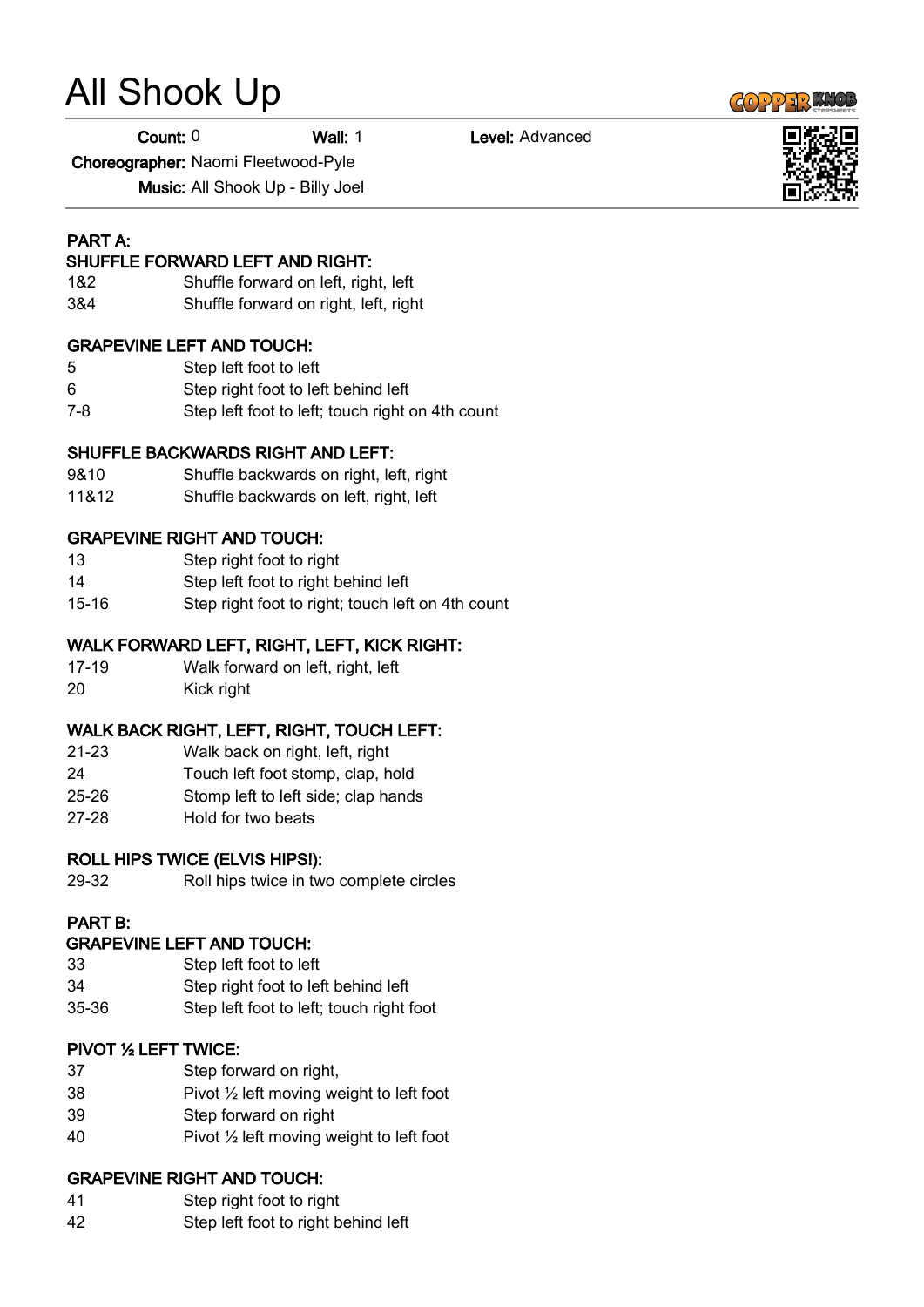# All Shook Up

**Count:** 0 **Wall:** 1 **Level:** Advanced

**Choreographer:** Naomi Fleetwood-Pyle

**Music:** All Shook Up - Billy Joel

## PART A:

### SHUFFLE FORWARD LEFT AND RIGHT:

| | |
|---|---|
| 1&2 | Shuffle forward on left, right, left |
| 3&4 | Shuffle forward on right, left, right |

### GRAPEVINE LEFT AND TOUCH:

| | |
|---|---|
| 5 | Step left foot to left |
| 6 | Step right foot to left behind left |
| 7-8 | Step left foot to left; touch right on 4th count |

### SHUFFLE BACKWARDS RIGHT AND LEFT:

| | |
|---|---|
| 9&10 | Shuffle backwards on right, left, right |
| 11&12 | Shuffle backwards on left, right, left |

### GRAPEVINE RIGHT AND TOUCH:

| | |
|---|---|
| 13 | Step right foot to right |
| 14 | Step left foot to right behind left |
| 15-16 | Step right foot to right; touch left on 4th count |

### WALK FORWARD LEFT, RIGHT, LEFT, KICK RIGHT:

| | |
|---|---|
| 17-19 | Walk forward on left, right, left |
| 20 | Kick right |

### WALK BACK RIGHT, LEFT, RIGHT, TOUCH LEFT:

| | |
|---|---|
| 21-23 | Walk back on right, left, right |
| 24 | Touch left foot stomp, clap, hold |
| 25-26 | Stomp left to left side; clap hands |
| 27-28 | Hold for two beats |

### ROLL HIPS TWICE (ELVIS HIPS!):

| | |
|---|---|
| 29-32 | Roll hips twice in two complete circles |

## PART B:

### GRAPEVINE LEFT AND TOUCH:

| | |
|---|---|
| 33 | Step left foot to left |
| 34 | Step right foot to left behind left |
| 35-36 | Step left foot to left; touch right foot |

### PIVOT ½ LEFT TWICE:

| | |
|---|---|
| 37 | Step forward on right, |
| 38 | Pivot ½ left moving weight to left foot |
| 39 | Step forward on right |
| 40 | Pivot ½ left moving weight to left foot |

### GRAPEVINE RIGHT AND TOUCH:

| | |
|---|---|
| 41 | Step right foot to right |
| 42 | Step left foot to right behind left |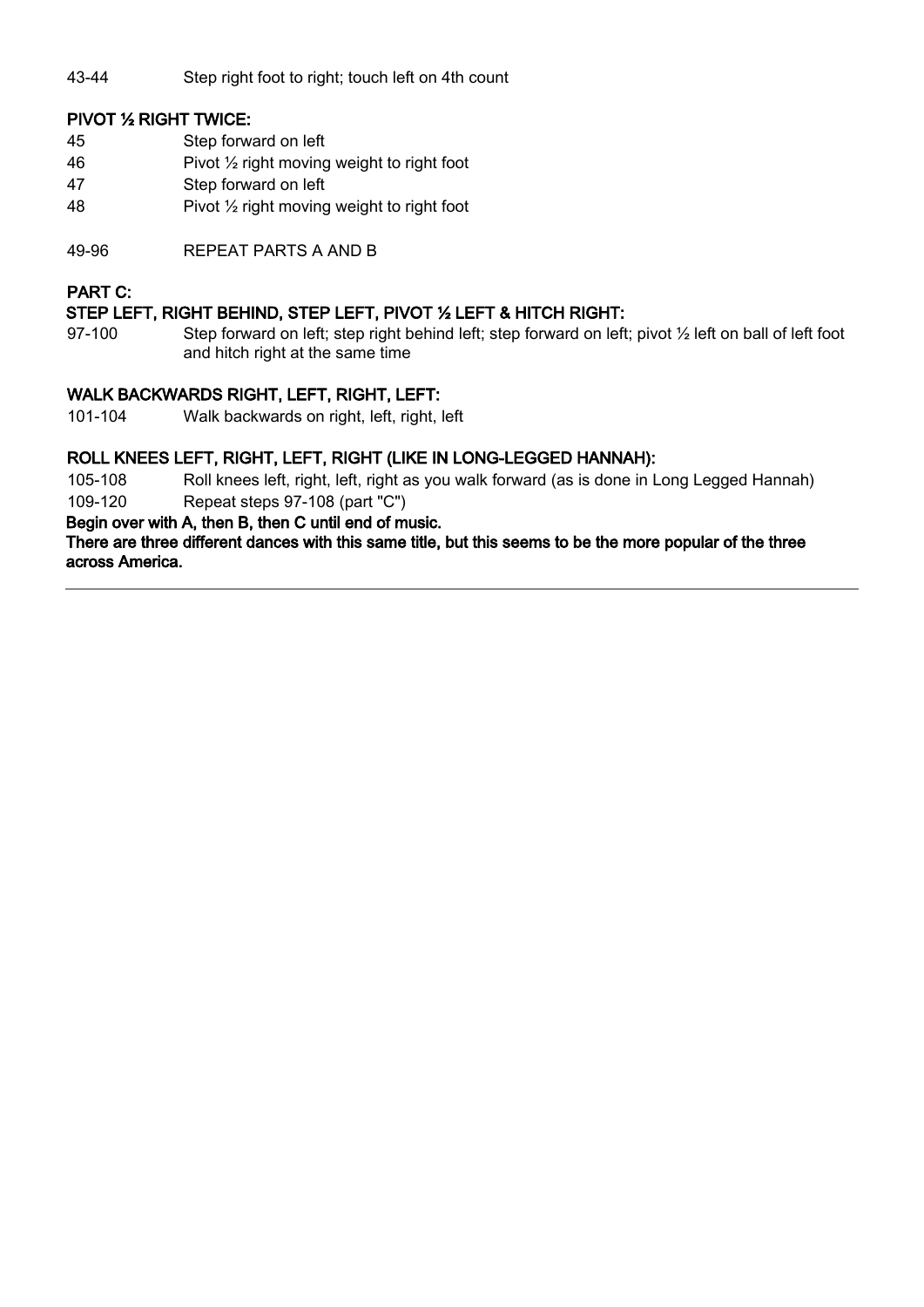43-44 Step right foot to right; touch left on 4th count

**PIVOT ½ RIGHT TWICE:**

45 Step forward on left
46 Pivot ½ right moving weight to right foot
47 Step forward on left
48 Pivot ½ right moving weight to right foot

49-96 REPEAT PARTS A AND B

**PART C:**

**STEP LEFT, RIGHT BEHIND, STEP LEFT, PIVOT ½ LEFT & HITCH RIGHT:**

97-100 Step forward on left; step right behind left; step forward on left; pivot ½ left on ball of left foot and hitch right at the same time

**WALK BACKWARDS RIGHT, LEFT, RIGHT, LEFT:**

101-104 Walk backwards on right, left, right, left

**ROLL KNEES LEFT, RIGHT, LEFT, RIGHT (LIKE IN LONG-LEGGED HANNAH):**

105-108 Roll knees left, right, left, right as you walk forward (as is done in Long Legged Hannah)
109-120 Repeat steps 97-108 (part "C")

**Begin over with A, then B, then C until end of music.**

**There are three different dances with this same title, but this seems to be the more popular of the three across America.**